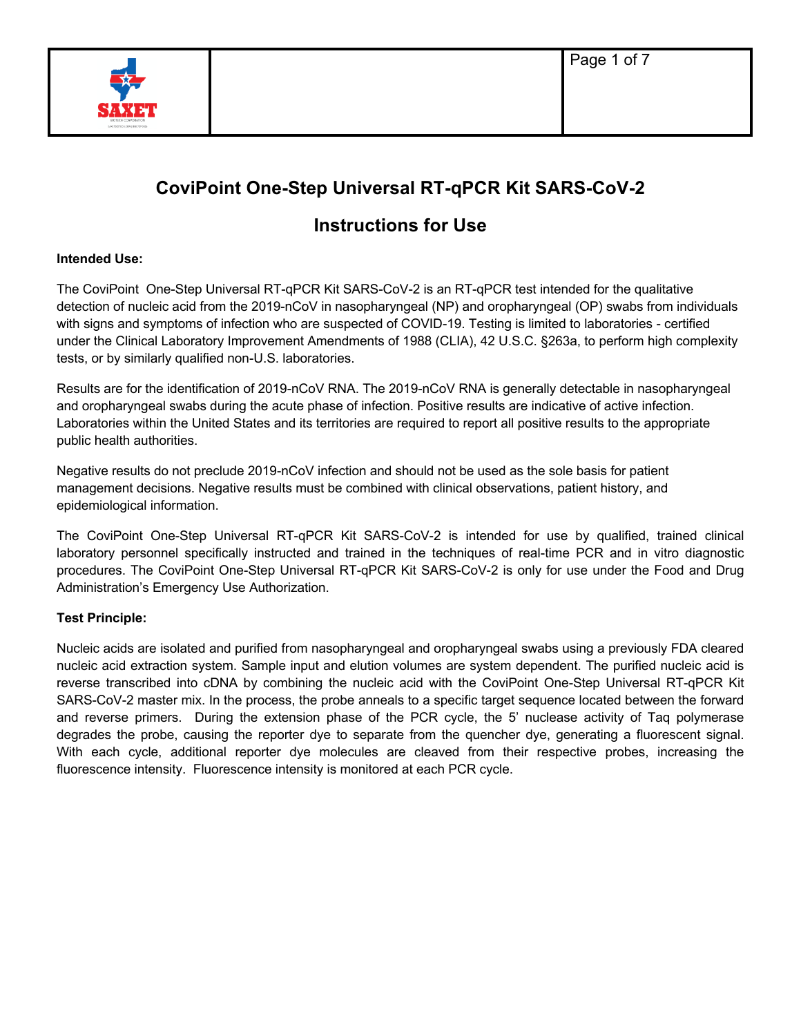# CoviPoint One-Step Universal RT-qPCR Kit SARS-CoV-2

## Instructions for Use

**Intended Use:**

The CoviPoint One-Step Universal RT-qPCR Kit SARS-CoV-2 is an RT-qPCR test intended for the qualitative detection of nucleic acid from the 2019-nCoV in nasopharyngeal (NP) and oropharyngeal (OP) swabs from individuals with signs and symptoms of infection who are suspected of COVID-19. Testing is limited to laboratories - certified under the Clinical Laboratory Improvement Amendments of 1988 (CLIA), 42 U.S.C. §263a, to perform high complexity tests, or by similarly qualified non-U.S. laboratories.

Results are for the identification of 2019-nCoV RNA. The 2019-nCoV RNA is generally detectable in nasopharyngeal and oropharyngeal swabs during the acute phase of infection. Positive results are indicative of active infection. Laboratories within the United States and its territories are required to report all positive results to the appropriate public health authorities.

Negative results do not preclude 2019-nCoV infection and should not be used as the sole basis for patient management decisions. Negative results must be combined with clinical observations, patient history, and epidemiological information.

The CoviPoint One-Step Universal RT-qPCR Kit SARS-CoV-2 is intended for use by qualified, trained clinical laboratory personnel specifically instructed and trained in the techniques of real-time PCR and in vitro diagnostic procedures. The CoviPoint One-Step Universal RT-qPCR Kit SARS-CoV-2 is only for use under the Food and Drug Administration's Emergency Use Authorization.

**Test Principle:**

Nucleic acids are isolated and purified from nasopharyngeal and oropharyngeal swabs using a previously FDA cleared nucleic acid extraction system. Sample input and elution volumes are system dependent. The purified nucleic acid is reverse transcribed into cDNA by combining the nucleic acid with the CoviPoint One-Step Universal RT-qPCR Kit SARS-CoV-2 master mix. In the process, the probe anneals to a specific target sequence located between the forward and reverse primers. During the extension phase of the PCR cycle, the 5' nuclease activity of Taq polymerase degrades the probe, causing the reporter dye to separate from the quencher dye, generating a fluorescent signal. With each cycle, additional reporter dye molecules are cleaved from their respective probes, increasing the fluorescence intensity. Fluorescence intensity is monitored at each PCR cycle.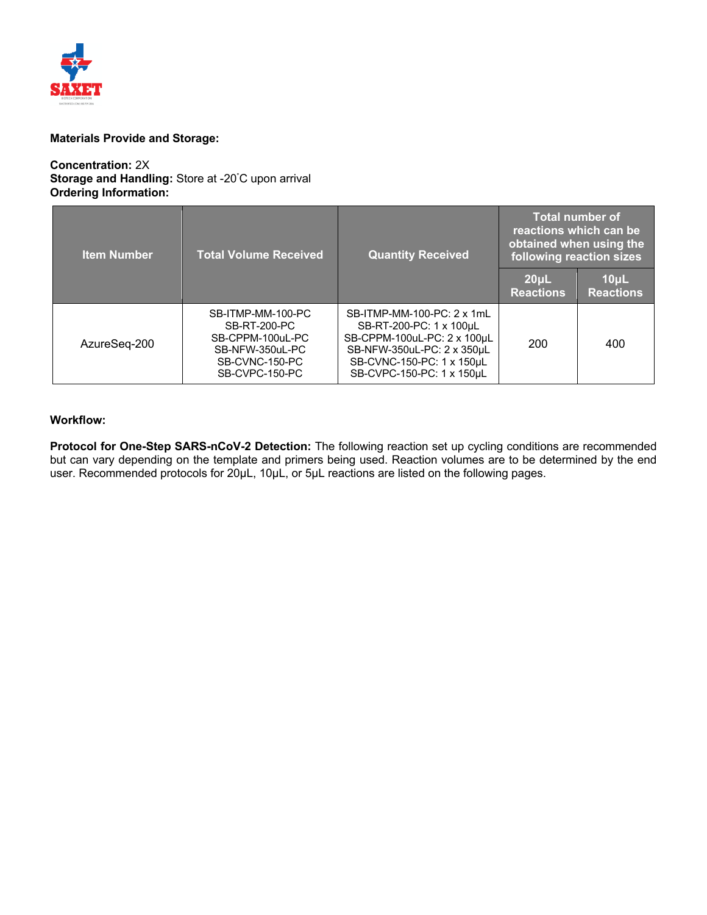**Materials Provide and Storage:**

**Concentration:** 2X
**Storage and Handling:** Store at -20˚C upon arrival
**Ordering Information:**

| Item Number | Total Volume Received | Quantity Received | Total number of reactions which can be obtained when using the following reaction sizes | |
|---|---|---|---|---|
| | | | 20µL Reactions | 10µL Reactions |
| AzureSeq-200 | SB-ITMP-MM-100-PC<br>SB-RT-200-PC<br>SB-CPPM-100uL-PC<br>SB-NFW-350uL-PC<br>SB-CVNC-150-PC<br>SB-CVPC-150-PC | SB-ITMP-MM-100-PC: 2 x 1mL<br>SB-RT-200-PC: 1 x 100µL<br>SB-CPPM-100uL-PC: 2 x 100µL<br>SB-NFW-350uL-PC: 2 x 350µL<br>SB-CVNC-150-PC: 1 x 150µL<br>SB-CVPC-150-PC: 1 x 150µL | 200 | 400 |

**Workflow:**

**Protocol for One-Step SARS-nCoV-2 Detection:** The following reaction set up cycling conditions are recommended but can vary depending on the template and primers being used. Reaction volumes are to be determined by the end user. Recommended protocols for 20µL, 10µL, or 5µL reactions are listed on the following pages.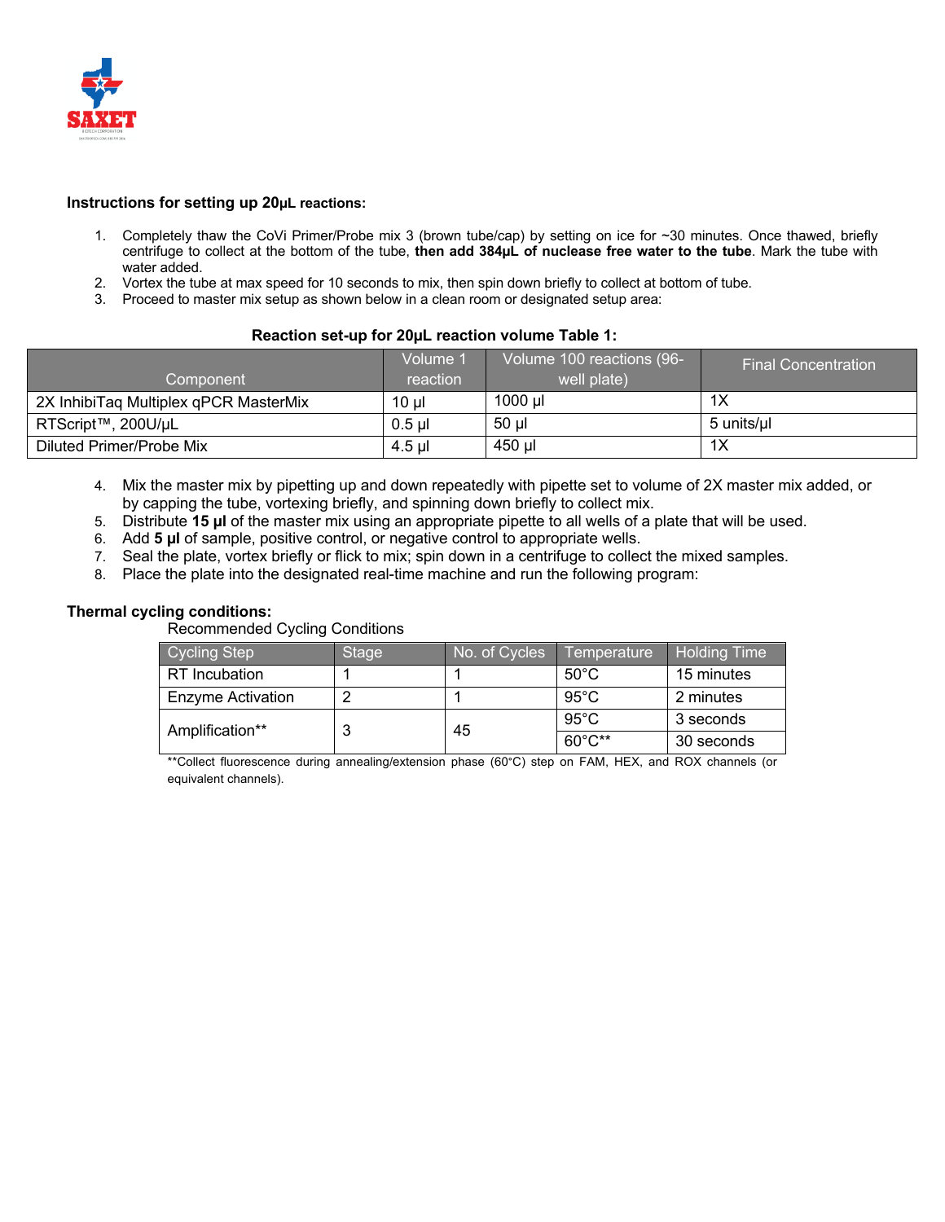**Instructions for setting up 20μL reactions:**

1. Completely thaw the CoVi Primer/Probe mix 3 (brown tube/cap) by setting on ice for ~30 minutes. Once thawed, briefly centrifuge to collect at the bottom of the tube, **then add 384μL of nuclease free water to the tube**. Mark the tube with water added.
2. Vortex the tube at max speed for 10 seconds to mix, then spin down briefly to collect at bottom of tube.
3. Proceed to master mix setup as shown below in a clean room or designated setup area:

**Reaction set-up for 20μL reaction volume Table 1:**

| Component | Volume 1 reaction | Volume 100 reactions (96-well plate) | Final Concentration |
|---|---|---|---|
| 2X InhibiTaq Multiplex qPCR MasterMix | 10 µl | 1000 µl | 1X |
| RTScript™, 200U/µL | 0.5 µl | 50 µl | 5 units/µl |
| Diluted Primer/Probe Mix | 4.5 µl | 450 µl | 1X |

4. Mix the master mix by pipetting up and down repeatedly with pipette set to volume of 2X master mix added, or by capping the tube, vortexing briefly, and spinning down briefly to collect mix.
5. Distribute **15 µl** of the master mix using an appropriate pipette to all wells of a plate that will be used.
6. Add **5 µl** of sample, positive control, or negative control to appropriate wells.
7. Seal the plate, vortex briefly or flick to mix; spin down in a centrifuge to collect the mixed samples.
8. Place the plate into the designated real-time machine and run the following program:

**Thermal cycling conditions:**

Recommended Cycling Conditions

| Cycling Step | Stage | No. of Cycles | Temperature | Holding Time |
|---|---|---|---|---|
| RT Incubation | 1 | 1 | 50°C | 15 minutes |
| Enzyme Activation | 2 | 1 | 95°C | 2 minutes |
| Amplification** | 3 | 45 | 95°C | 3 seconds |
| | | | 60°C** | 30 seconds |

**Collect fluorescence during annealing/extension phase (60°C) step on FAM, HEX, and ROX channels (or equivalent channels).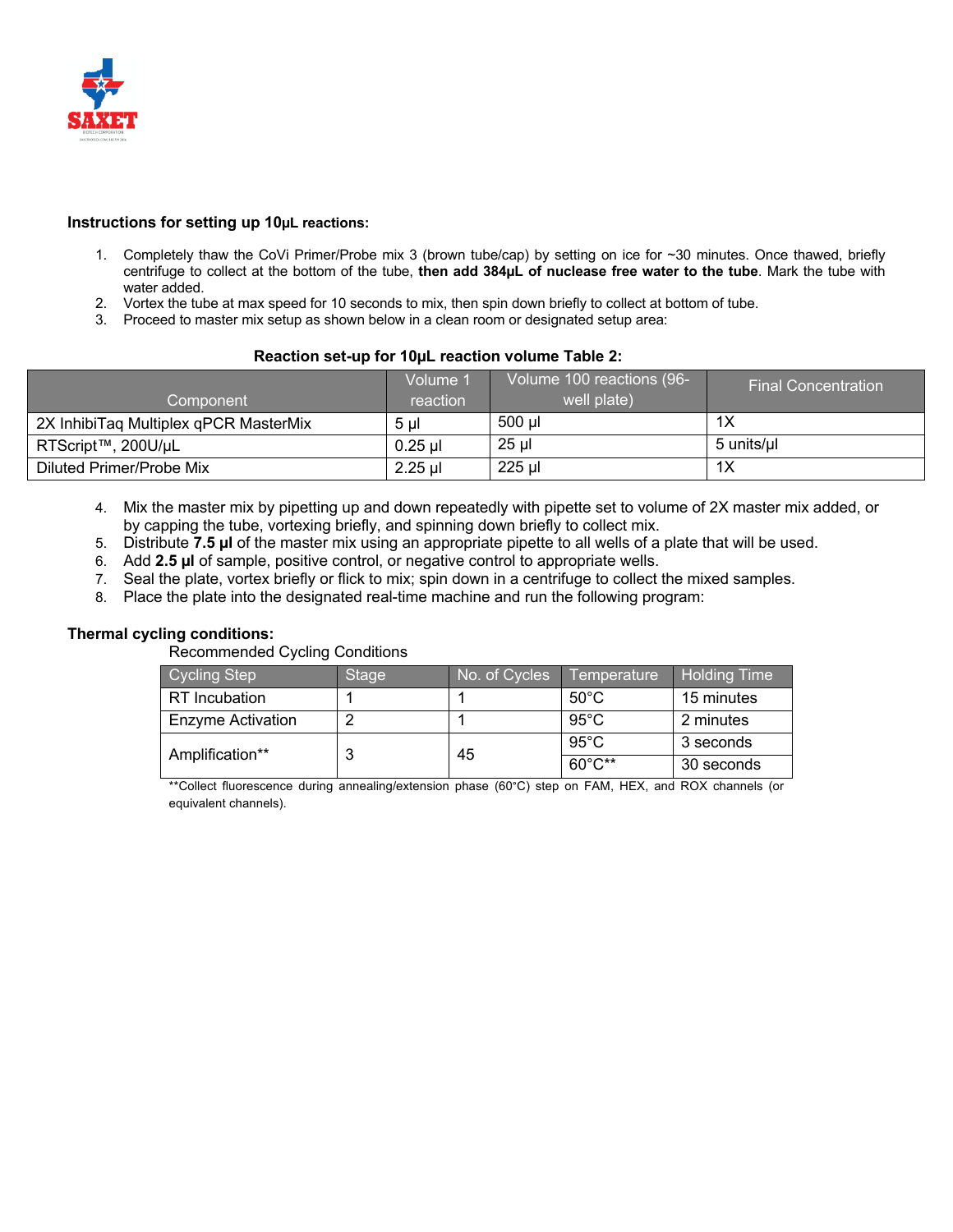**Instructions for setting up 10µL reactions:**

1. Completely thaw the CoVi Primer/Probe mix 3 (brown tube/cap) by setting on ice for ~30 minutes. Once thawed, briefly centrifuge to collect at the bottom of the tube, **then add 384µL of nuclease free water to the tube**. Mark the tube with water added.
2. Vortex the tube at max speed for 10 seconds to mix, then spin down briefly to collect at bottom of tube.
3. Proceed to master mix setup as shown below in a clean room or designated setup area:

**Reaction set-up for 10µL reaction volume Table 2:**

| Component | Volume 1 reaction | Volume 100 reactions (96-well plate) | Final Concentration |
|---|---|---|---|
| 2X InhibiTaq Multiplex qPCR MasterMix | 5 µl | 500 µl | 1X |
| RTScript™, 200U/µL | 0.25 µl | 25 µl | 5 units/µl |
| Diluted Primer/Probe Mix | 2.25 µl | 225 µl | 1X |

4. Mix the master mix by pipetting up and down repeatedly with pipette set to volume of 2X master mix added, or by capping the tube, vortexing briefly, and spinning down briefly to collect mix.
5. Distribute **7.5 µl** of the master mix using an appropriate pipette to all wells of a plate that will be used.
6. Add **2.5 µl** of sample, positive control, or negative control to appropriate wells.
7. Seal the plate, vortex briefly or flick to mix; spin down in a centrifuge to collect the mixed samples.
8. Place the plate into the designated real-time machine and run the following program:

**Thermal cycling conditions:**

Recommended Cycling Conditions

| Cycling Step | Stage | No. of Cycles | Temperature | Holding Time |
|---|---|---|---|---|
| RT Incubation | 1 | 1 | 50°C | 15 minutes |
| Enzyme Activation | 2 | 1 | 95°C | 2 minutes |
| Amplification** | 3 | 45 | 95°C | 3 seconds |
| | | | 60°C** | 30 seconds |

**Collect fluorescence during annealing/extension phase (60°C) step on FAM, HEX, and ROX channels (or equivalent channels).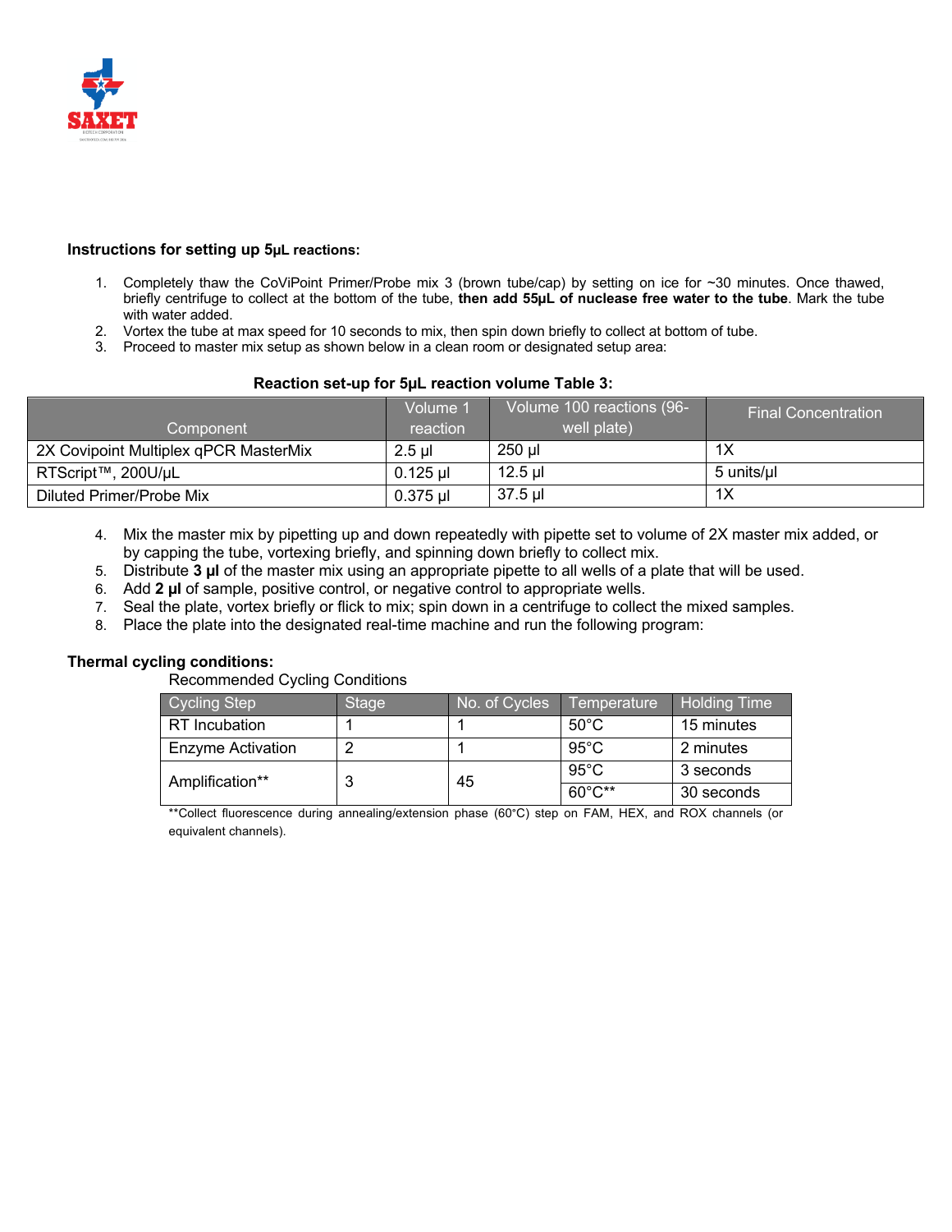**Instructions for setting up 5μL reactions:**

1. Completely thaw the CoViPoint Primer/Probe mix 3 (brown tube/cap) by setting on ice for ~30 minutes. Once thawed, briefly centrifuge to collect at the bottom of the tube, **then add 55μL of nuclease free water to the tube**. Mark the tube with water added.
2. Vortex the tube at max speed for 10 seconds to mix, then spin down briefly to collect at bottom of tube.
3. Proceed to master mix setup as shown below in a clean room or designated setup area:

**Reaction set-up for 5μL reaction volume Table 3:**

| Component | Volume 1 reaction | Volume 100 reactions (96-well plate) | Final Concentration |
|---|---|---|---|
| 2X Covipoint Multiplex qPCR MasterMix | 2.5 µl | 250 µl | 1X |
| RTScript™, 200U/µL | 0.125 µl | 12.5 µl | 5 units/µl |
| Diluted Primer/Probe Mix | 0.375 µl | 37.5 µl | 1X |

4. Mix the master mix by pipetting up and down repeatedly with pipette set to volume of 2X master mix added, or by capping the tube, vortexing briefly, and spinning down briefly to collect mix.
5. Distribute **3 µl** of the master mix using an appropriate pipette to all wells of a plate that will be used.
6. Add **2 µl** of sample, positive control, or negative control to appropriate wells.
7. Seal the plate, vortex briefly or flick to mix; spin down in a centrifuge to collect the mixed samples.
8. Place the plate into the designated real-time machine and run the following program:

**Thermal cycling conditions:**

Recommended Cycling Conditions

| Cycling Step | Stage | No. of Cycles | Temperature | Holding Time |
|---|---|---|---|---|
| RT Incubation | 1 | 1 | 50°C | 15 minutes |
| Enzyme Activation | 2 | 1 | 95°C | 2 minutes |
| Amplification** | 3 | 45 | 95°C | 3 seconds |
| | | | 60°C** | 30 seconds |

**Collect fluorescence during annealing/extension phase (60°C) step on FAM, HEX, and ROX channels (or equivalent channels).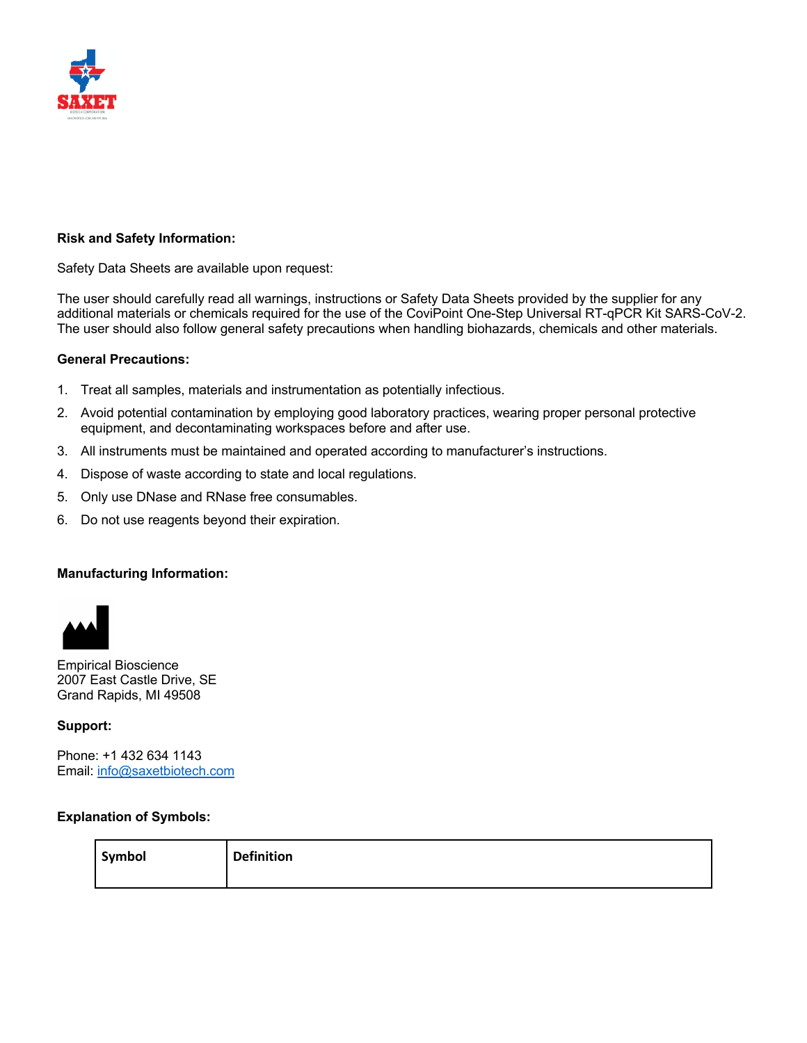**Risk and Safety Information:**

Safety Data Sheets are available upon request:

The user should carefully read all warnings, instructions or Safety Data Sheets provided by the supplier for any additional materials or chemicals required for the use of the CoviPoint One-Step Universal RT-qPCR Kit SARS-CoV-2. The user should also follow general safety precautions when handling biohazards, chemicals and other materials.

**General Precautions:**

1. Treat all samples, materials and instrumentation as potentially infectious.
2. Avoid potential contamination by employing good laboratory practices, wearing proper personal protective equipment, and decontaminating workspaces before and after use.
3. All instruments must be maintained and operated according to manufacturer's instructions.
4. Dispose of waste according to state and local regulations.
5. Only use DNase and RNase free consumables.
6. Do not use reagents beyond their expiration.

**Manufacturing Information:**

Empirical Bioscience
2007 East Castle Drive, SE
Grand Rapids, MI 49508

**Support:**

Phone: +1 432 634 1143
Email: info@saxetbiotech.com

**Explanation of Symbols:**

| Symbol | Definition |
|---|---|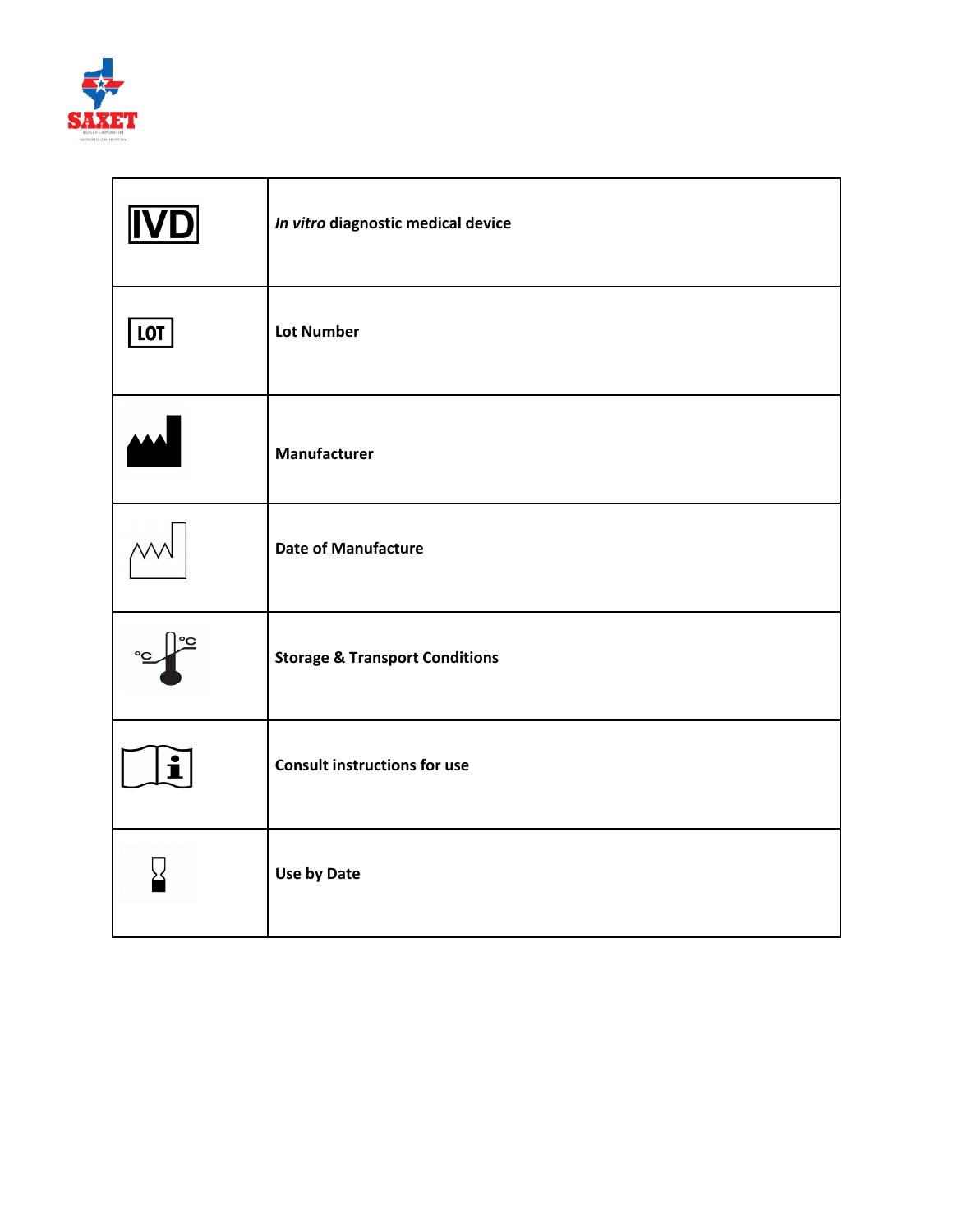| | |
|---|---|
| IVD | *In vitro* diagnostic medical device |
| LOT | **Lot Number** |
| | **Manufacturer** |
| | **Date of Manufacture** |
| °C °C | **Storage & Transport Conditions** |
| | **Consult instructions for use** |
| | **Use by Date** |